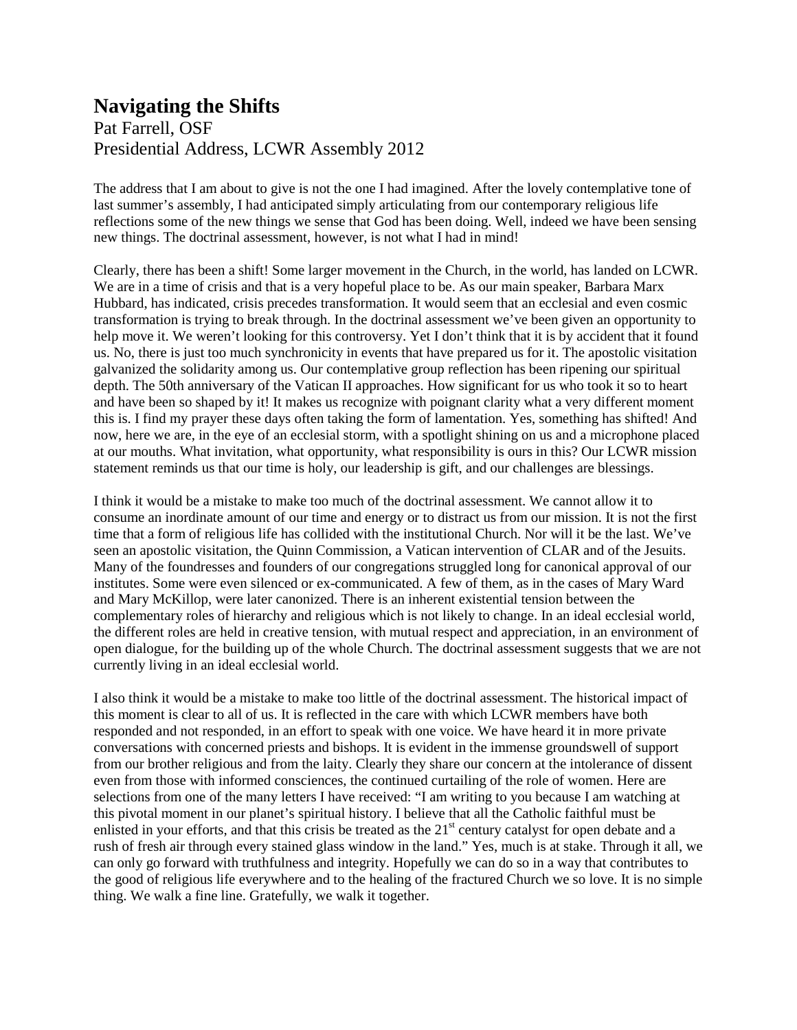# Navigating the Shifts

Pat Farrell, OSF
Presidential Address, LCWR Assembly 2012

The address that I am about to give is not the one I had imagined. After the lovely contemplative tone of last summer's assembly, I had anticipated simply articulating from our contemporary religious life reflections some of the new things we sense that God has been doing. Well, indeed we have been sensing new things. The doctrinal assessment, however, is not what I had in mind!

Clearly, there has been a shift! Some larger movement in the Church, in the world, has landed on LCWR. We are in a time of crisis and that is a very hopeful place to be. As our main speaker, Barbara Marx Hubbard, has indicated, crisis precedes transformation. It would seem that an ecclesial and even cosmic transformation is trying to break through. In the doctrinal assessment we've been given an opportunity to help move it. We weren't looking for this controversy. Yet I don't think that it is by accident that it found us. No, there is just too much synchronicity in events that have prepared us for it. The apostolic visitation galvanized the solidarity among us. Our contemplative group reflection has been ripening our spiritual depth. The 50th anniversary of the Vatican II approaches. How significant for us who took it so to heart and have been so shaped by it! It makes us recognize with poignant clarity what a very different moment this is. I find my prayer these days often taking the form of lamentation. Yes, something has shifted! And now, here we are, in the eye of an ecclesial storm, with a spotlight shining on us and a microphone placed at our mouths. What invitation, what opportunity, what responsibility is ours in this? Our LCWR mission statement reminds us that our time is holy, our leadership is gift, and our challenges are blessings.

I think it would be a mistake to make too much of the doctrinal assessment. We cannot allow it to consume an inordinate amount of our time and energy or to distract us from our mission. It is not the first time that a form of religious life has collided with the institutional Church. Nor will it be the last. We've seen an apostolic visitation, the Quinn Commission, a Vatican intervention of CLAR and of the Jesuits. Many of the foundresses and founders of our congregations struggled long for canonical approval of our institutes. Some were even silenced or ex-communicated. A few of them, as in the cases of Mary Ward and Mary McKillop, were later canonized. There is an inherent existential tension between the complementary roles of hierarchy and religious which is not likely to change. In an ideal ecclesial world, the different roles are held in creative tension, with mutual respect and appreciation, in an environment of open dialogue, for the building up of the whole Church. The doctrinal assessment suggests that we are not currently living in an ideal ecclesial world.

I also think it would be a mistake to make too little of the doctrinal assessment. The historical impact of this moment is clear to all of us. It is reflected in the care with which LCWR members have both responded and not responded, in an effort to speak with one voice. We have heard it in more private conversations with concerned priests and bishops. It is evident in the immense groundswell of support from our brother religious and from the laity. Clearly they share our concern at the intolerance of dissent even from those with informed consciences, the continued curtailing of the role of women. Here are selections from one of the many letters I have received: "I am writing to you because I am watching at this pivotal moment in our planet's spiritual history. I believe that all the Catholic faithful must be enlisted in your efforts, and that this crisis be treated as the 21st century catalyst for open debate and a rush of fresh air through every stained glass window in the land." Yes, much is at stake. Through it all, we can only go forward with truthfulness and integrity. Hopefully we can do so in a way that contributes to the good of religious life everywhere and to the healing of the fractured Church we so love. It is no simple thing. We walk a fine line. Gratefully, we walk it together.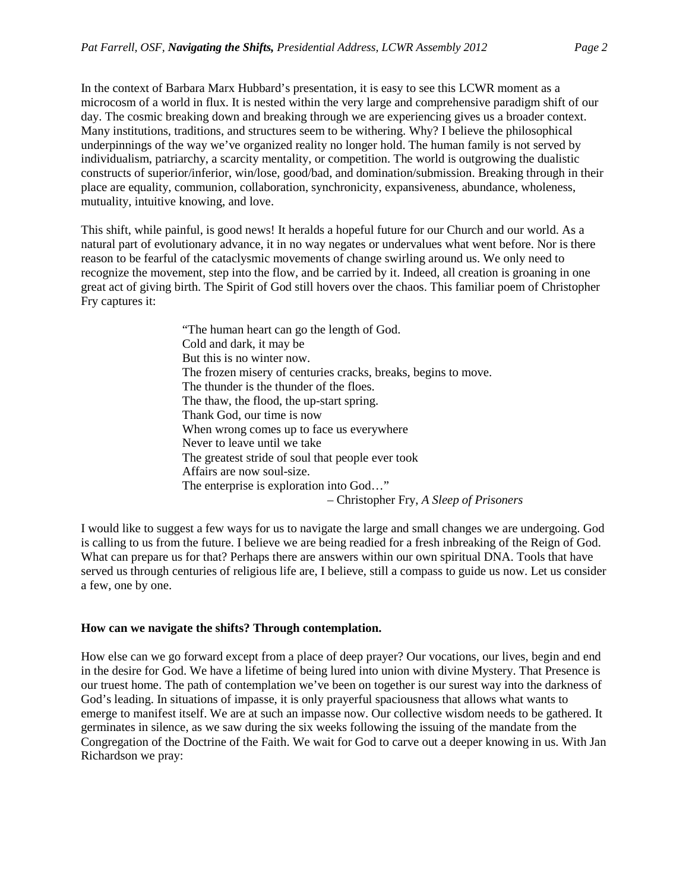In the context of Barbara Marx Hubbard's presentation, it is easy to see this LCWR moment as a microcosm of a world in flux. It is nested within the very large and comprehensive paradigm shift of our day. The cosmic breaking down and breaking through we are experiencing gives us a broader context. Many institutions, traditions, and structures seem to be withering. Why? I believe the philosophical underpinnings of the way we've organized reality no longer hold. The human family is not served by individualism, patriarchy, a scarcity mentality, or competition. The world is outgrowing the dualistic constructs of superior/inferior, win/lose, good/bad, and domination/submission. Breaking through in their place are equality, communion, collaboration, synchronicity, expansiveness, abundance, wholeness, mutuality, intuitive knowing, and love.

This shift, while painful, is good news! It heralds a hopeful future for our Church and our world. As a natural part of evolutionary advance, it in no way negates or undervalues what went before. Nor is there reason to be fearful of the cataclysmic movements of change swirling around us. We only need to recognize the movement, step into the flow, and be carried by it. Indeed, all creation is groaning in one great act of giving birth. The Spirit of God still hovers over the chaos. This familiar poem of Christopher Fry captures it:

> "The human heart can go the length of God.
> Cold and dark, it may be
> But this is no winter now.
> The frozen misery of centuries cracks, breaks, begins to move.
> The thunder is the thunder of the floes.
> The thaw, the flood, the up-start spring.
> Thank God, our time is now
> When wrong comes up to face us everywhere
> Never to leave until we take
> The greatest stride of soul that people ever took
> Affairs are now soul-size.
> The enterprise is exploration into God…"
>
> – Christopher Fry, *A Sleep of Prisoners*

I would like to suggest a few ways for us to navigate the large and small changes we are undergoing. God is calling to us from the future. I believe we are being readied for a fresh inbreaking of the Reign of God. What can prepare us for that? Perhaps there are answers within our own spiritual DNA. Tools that have served us through centuries of religious life are, I believe, still a compass to guide us now. Let us consider a few, one by one.

**How can we navigate the shifts? Through contemplation.**

How else can we go forward except from a place of deep prayer? Our vocations, our lives, begin and end in the desire for God. We have a lifetime of being lured into union with divine Mystery. That Presence is our truest home. The path of contemplation we've been on together is our surest way into the darkness of God's leading. In situations of impasse, it is only prayerful spaciousness that allows what wants to emerge to manifest itself. We are at such an impasse now. Our collective wisdom needs to be gathered. It germinates in silence, as we saw during the six weeks following the issuing of the mandate from the Congregation of the Doctrine of the Faith. We wait for God to carve out a deeper knowing in us. With Jan Richardson we pray: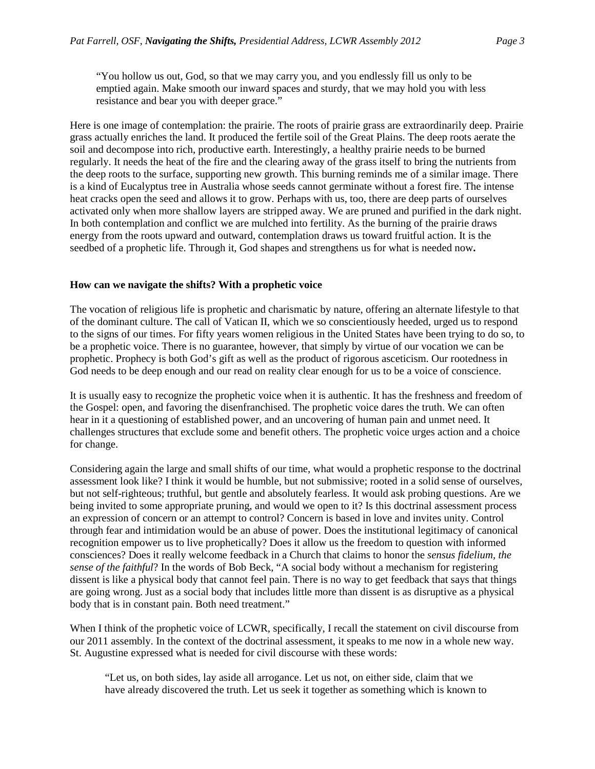> "You hollow us out, God, so that we may carry you, and you endlessly fill us only to be emptied again. Make smooth our inward spaces and sturdy, that we may hold you with less resistance and bear you with deeper grace."

Here is one image of contemplation: the prairie. The roots of prairie grass are extraordinarily deep. Prairie grass actually enriches the land. It produced the fertile soil of the Great Plains. The deep roots aerate the soil and decompose into rich, productive earth. Interestingly, a healthy prairie needs to be burned regularly. It needs the heat of the fire and the clearing away of the grass itself to bring the nutrients from the deep roots to the surface, supporting new growth. This burning reminds me of a similar image. There is a kind of Eucalyptus tree in Australia whose seeds cannot germinate without a forest fire. The intense heat cracks open the seed and allows it to grow. Perhaps with us, too, there are deep parts of ourselves activated only when more shallow layers are stripped away. We are pruned and purified in the dark night. In both contemplation and conflict we are mulched into fertility. As the burning of the prairie draws energy from the roots upward and outward, contemplation draws us toward fruitful action. It is the seedbed of a prophetic life. Through it, God shapes and strengthens us for what is needed now**.**

**How can we navigate the shifts? With a prophetic voice**

The vocation of religious life is prophetic and charismatic by nature, offering an alternate lifestyle to that of the dominant culture. The call of Vatican II, which we so conscientiously heeded, urged us to respond to the signs of our times. For fifty years women religious in the United States have been trying to do so, to be a prophetic voice. There is no guarantee, however, that simply by virtue of our vocation we can be prophetic. Prophecy is both God's gift as well as the product of rigorous asceticism. Our rootedness in God needs to be deep enough and our read on reality clear enough for us to be a voice of conscience.

It is usually easy to recognize the prophetic voice when it is authentic. It has the freshness and freedom of the Gospel: open, and favoring the disenfranchised. The prophetic voice dares the truth. We can often hear in it a questioning of established power, and an uncovering of human pain and unmet need. It challenges structures that exclude some and benefit others. The prophetic voice urges action and a choice for change.

Considering again the large and small shifts of our time, what would a prophetic response to the doctrinal assessment look like? I think it would be humble, but not submissive; rooted in a solid sense of ourselves, but not self-righteous; truthful, but gentle and absolutely fearless. It would ask probing questions. Are we being invited to some appropriate pruning, and would we open to it? Is this doctrinal assessment process an expression of concern or an attempt to control? Concern is based in love and invites unity. Control through fear and intimidation would be an abuse of power. Does the institutional legitimacy of canonical recognition empower us to live prophetically? Does it allow us the freedom to question with informed consciences? Does it really welcome feedback in a Church that claims to honor the *sensus fidelium, the sense of the faithful*? In the words of Bob Beck, "A social body without a mechanism for registering dissent is like a physical body that cannot feel pain. There is no way to get feedback that says that things are going wrong. Just as a social body that includes little more than dissent is as disruptive as a physical body that is in constant pain. Both need treatment."

When I think of the prophetic voice of LCWR, specifically, I recall the statement on civil discourse from our 2011 assembly. In the context of the doctrinal assessment, it speaks to me now in a whole new way. St. Augustine expressed what is needed for civil discourse with these words:

> "Let us, on both sides, lay aside all arrogance. Let us not, on either side, claim that we have already discovered the truth. Let us seek it together as something which is known to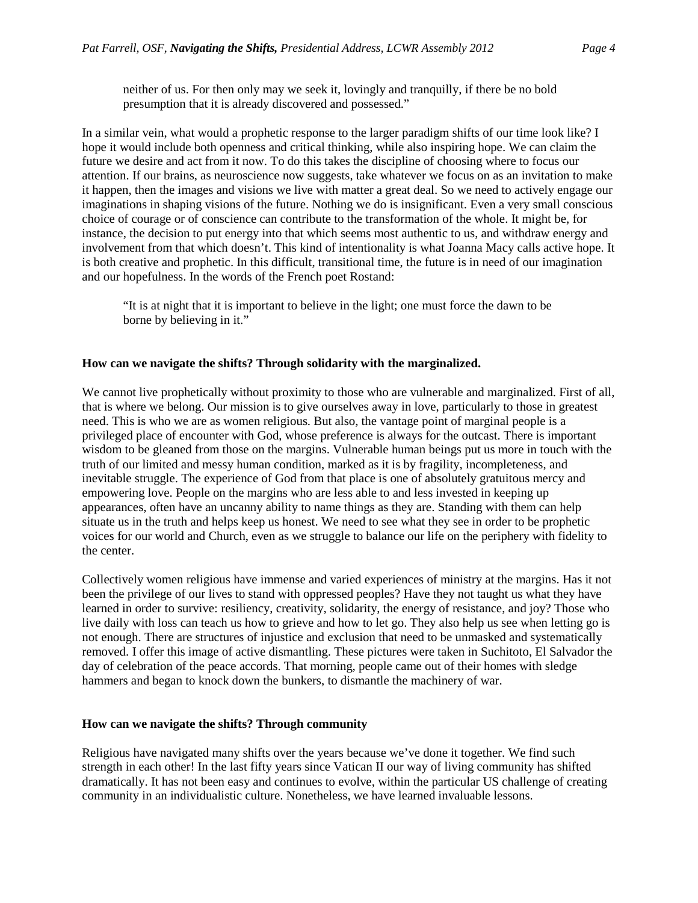> neither of us. For then only may we seek it, lovingly and tranquilly, if there be no bold presumption that it is already discovered and possessed."

In a similar vein, what would a prophetic response to the larger paradigm shifts of our time look like? I hope it would include both openness and critical thinking, while also inspiring hope. We can claim the future we desire and act from it now. To do this takes the discipline of choosing where to focus our attention. If our brains, as neuroscience now suggests, take whatever we focus on as an invitation to make it happen, then the images and visions we live with matter a great deal. So we need to actively engage our imaginations in shaping visions of the future. Nothing we do is insignificant. Even a very small conscious choice of courage or of conscience can contribute to the transformation of the whole. It might be, for instance, the decision to put energy into that which seems most authentic to us, and withdraw energy and involvement from that which doesn't. This kind of intentionality is what Joanna Macy calls active hope. It is both creative and prophetic. In this difficult, transitional time, the future is in need of our imagination and our hopefulness. In the words of the French poet Rostand:

> "It is at night that it is important to believe in the light; one must force the dawn to be borne by believing in it."

**How can we navigate the shifts? Through solidarity with the marginalized.**

We cannot live prophetically without proximity to those who are vulnerable and marginalized. First of all, that is where we belong. Our mission is to give ourselves away in love, particularly to those in greatest need. This is who we are as women religious. But also, the vantage point of marginal people is a privileged place of encounter with God, whose preference is always for the outcast. There is important wisdom to be gleaned from those on the margins. Vulnerable human beings put us more in touch with the truth of our limited and messy human condition, marked as it is by fragility, incompleteness, and inevitable struggle. The experience of God from that place is one of absolutely gratuitous mercy and empowering love. People on the margins who are less able to and less invested in keeping up appearances, often have an uncanny ability to name things as they are. Standing with them can help situate us in the truth and helps keep us honest. We need to see what they see in order to be prophetic voices for our world and Church, even as we struggle to balance our life on the periphery with fidelity to the center.

Collectively women religious have immense and varied experiences of ministry at the margins. Has it not been the privilege of our lives to stand with oppressed peoples? Have they not taught us what they have learned in order to survive: resiliency, creativity, solidarity, the energy of resistance, and joy? Those who live daily with loss can teach us how to grieve and how to let go. They also help us see when letting go is not enough. There are structures of injustice and exclusion that need to be unmasked and systematically removed. I offer this image of active dismantling. These pictures were taken in Suchitoto, El Salvador the day of celebration of the peace accords. That morning, people came out of their homes with sledge hammers and began to knock down the bunkers, to dismantle the machinery of war.

**How can we navigate the shifts? Through community**

Religious have navigated many shifts over the years because we've done it together. We find such strength in each other! In the last fifty years since Vatican II our way of living community has shifted dramatically. It has not been easy and continues to evolve, within the particular US challenge of creating community in an individualistic culture. Nonetheless, we have learned invaluable lessons.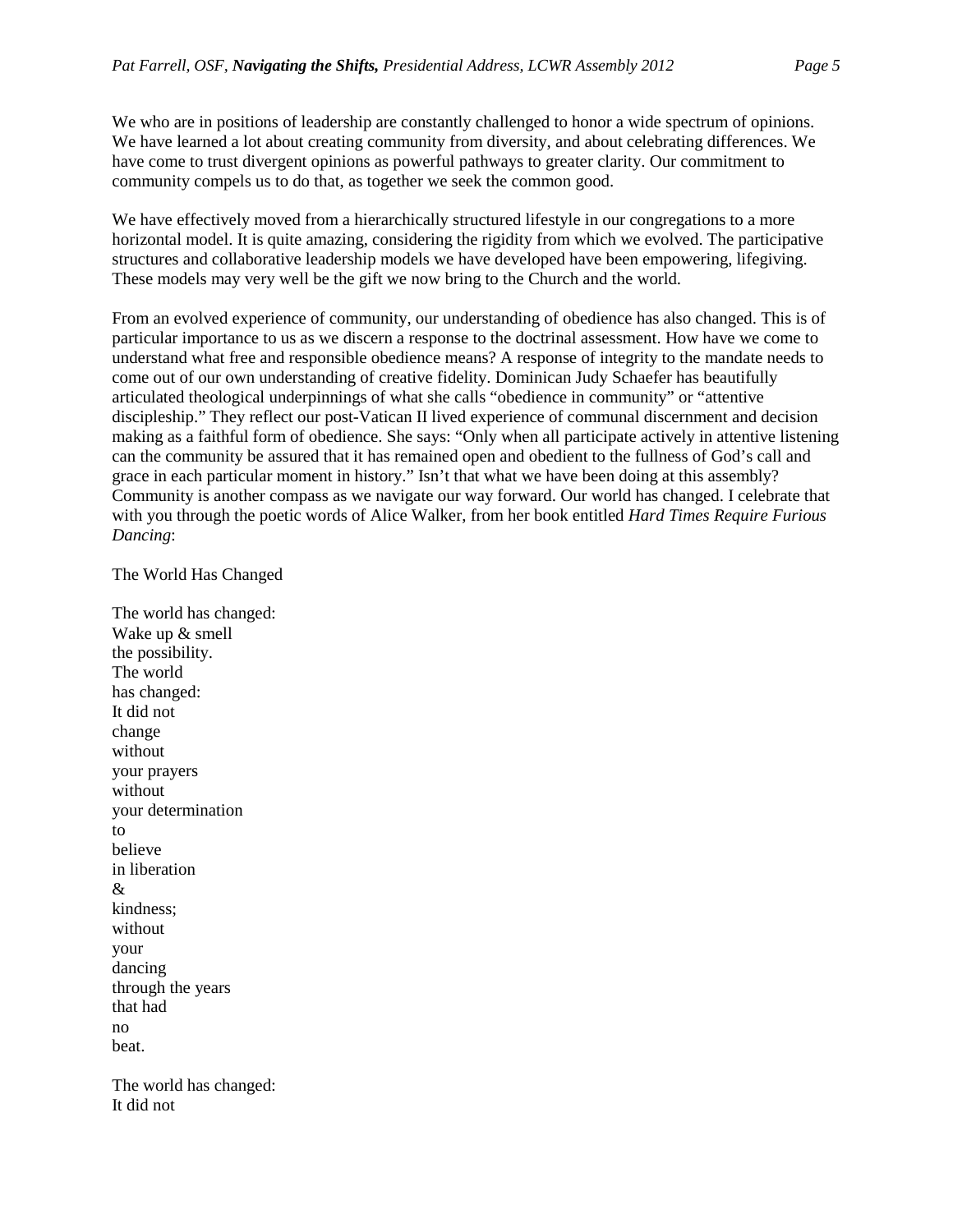We who are in positions of leadership are constantly challenged to honor a wide spectrum of opinions. We have learned a lot about creating community from diversity, and about celebrating differences. We have come to trust divergent opinions as powerful pathways to greater clarity. Our commitment to community compels us to do that, as together we seek the common good.

We have effectively moved from a hierarchically structured lifestyle in our congregations to a more horizontal model. It is quite amazing, considering the rigidity from which we evolved. The participative structures and collaborative leadership models we have developed have been empowering, lifegiving. These models may very well be the gift we now bring to the Church and the world.

From an evolved experience of community, our understanding of obedience has also changed. This is of particular importance to us as we discern a response to the doctrinal assessment. How have we come to understand what free and responsible obedience means? A response of integrity to the mandate needs to come out of our own understanding of creative fidelity. Dominican Judy Schaefer has beautifully articulated theological underpinnings of what she calls "obedience in community" or "attentive discipleship." They reflect our post-Vatican II lived experience of communal discernment and decision making as a faithful form of obedience. She says: "Only when all participate actively in attentive listening can the community be assured that it has remained open and obedient to the fullness of God's call and grace in each particular moment in history." Isn't that what we have been doing at this assembly? Community is another compass as we navigate our way forward. Our world has changed. I celebrate that with you through the poetic words of Alice Walker, from her book entitled *Hard Times Require Furious Dancing*:

The World Has Changed

The world has changed:  
Wake up & smell  
the possibility.  
The world  
has changed:  
It did not  
change  
without  
your prayers  
without  
your determination  
to  
believe  
in liberation  
&  
kindness;  
without  
your  
dancing  
through the years  
that had  
no  
beat.

The world has changed:  
It did not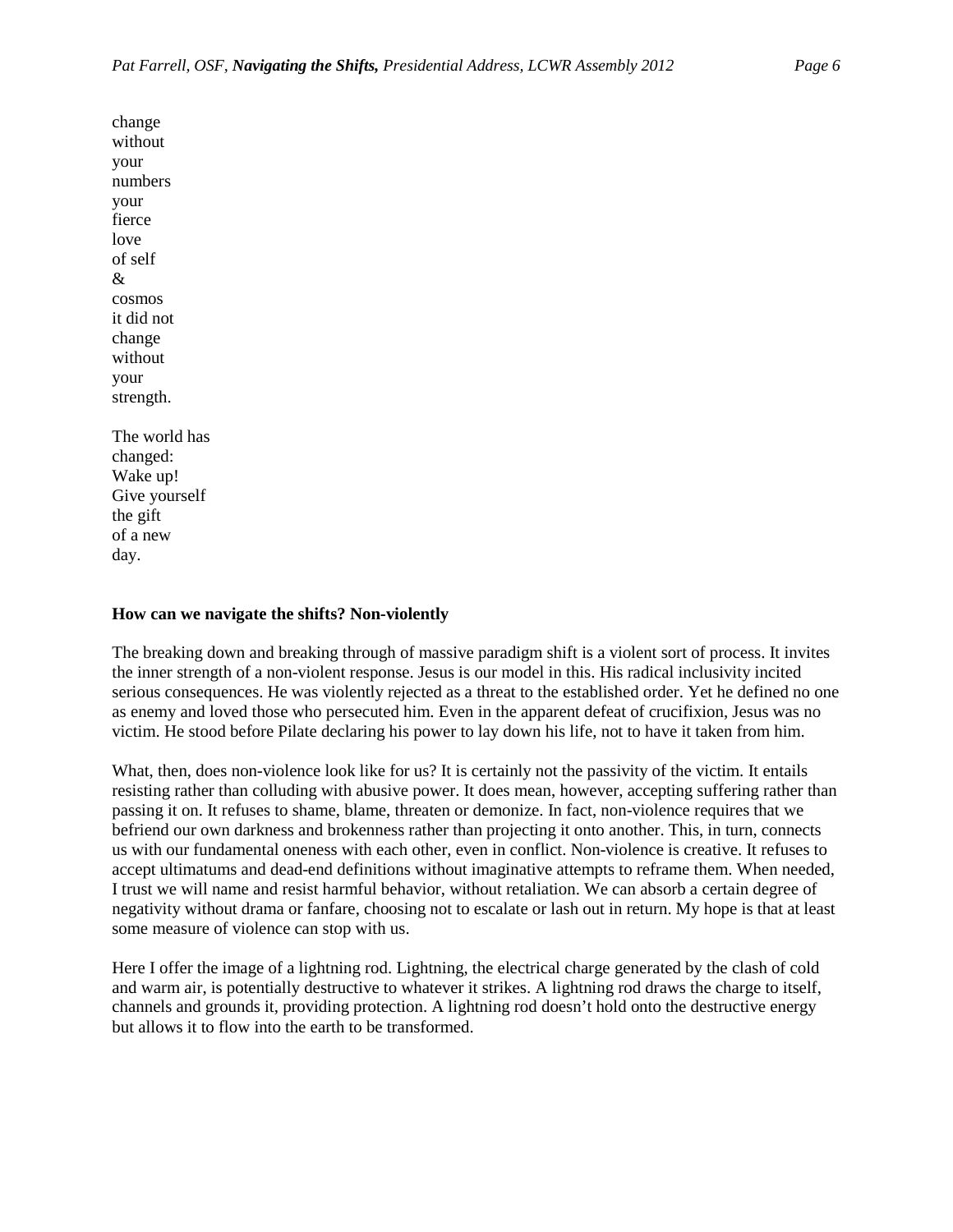change
without
your
numbers
your
fierce
love
of self
&
cosmos
it did not
change
without
your
strength.

The world has
changed:
Wake up!
Give yourself
the gift
of a new
day.

**How can we navigate the shifts? Non-violently**

The breaking down and breaking through of massive paradigm shift is a violent sort of process. It invites the inner strength of a non-violent response. Jesus is our model in this. His radical inclusivity incited serious consequences. He was violently rejected as a threat to the established order. Yet he defined no one as enemy and loved those who persecuted him. Even in the apparent defeat of crucifixion, Jesus was no victim. He stood before Pilate declaring his power to lay down his life, not to have it taken from him.

What, then, does non-violence look like for us? It is certainly not the passivity of the victim. It entails resisting rather than colluding with abusive power. It does mean, however, accepting suffering rather than passing it on. It refuses to shame, blame, threaten or demonize. In fact, non-violence requires that we befriend our own darkness and brokenness rather than projecting it onto another. This, in turn, connects us with our fundamental oneness with each other, even in conflict. Non-violence is creative. It refuses to accept ultimatums and dead-end definitions without imaginative attempts to reframe them. When needed, I trust we will name and resist harmful behavior, without retaliation. We can absorb a certain degree of negativity without drama or fanfare, choosing not to escalate or lash out in return. My hope is that at least some measure of violence can stop with us.

Here I offer the image of a lightning rod. Lightning, the electrical charge generated by the clash of cold and warm air, is potentially destructive to whatever it strikes. A lightning rod draws the charge to itself, channels and grounds it, providing protection. A lightning rod doesn't hold onto the destructive energy but allows it to flow into the earth to be transformed.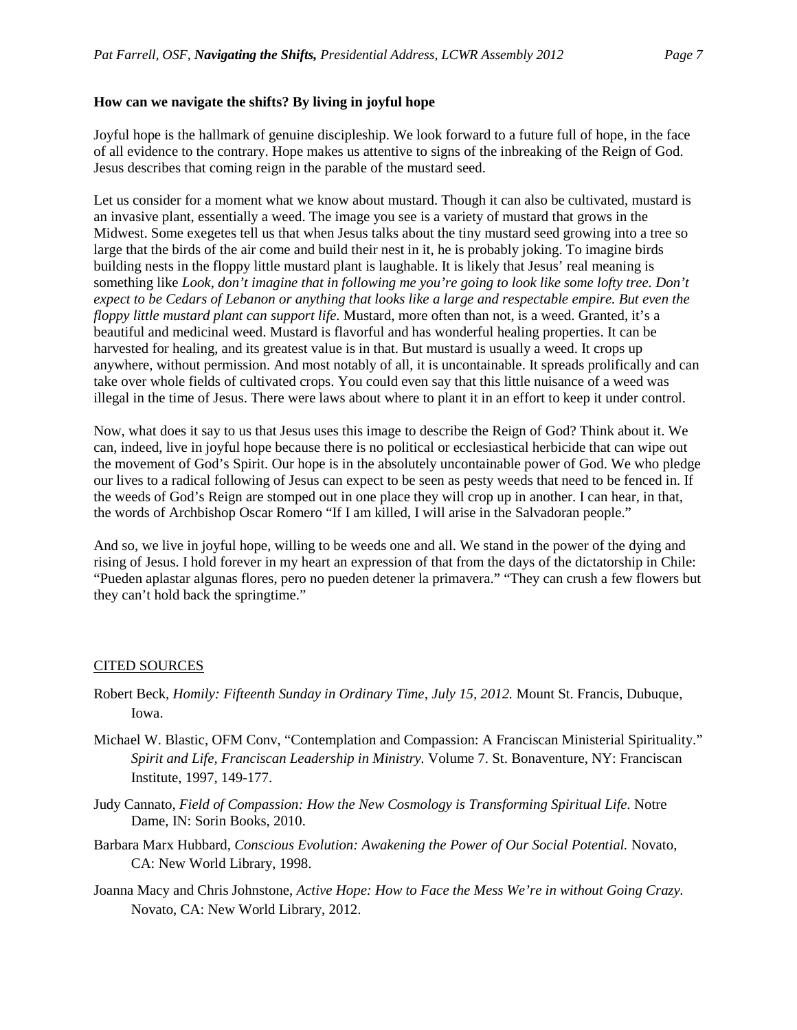**How can we navigate the shifts? By living in joyful hope**

Joyful hope is the hallmark of genuine discipleship. We look forward to a future full of hope, in the face of all evidence to the contrary. Hope makes us attentive to signs of the inbreaking of the Reign of God. Jesus describes that coming reign in the parable of the mustard seed.

Let us consider for a moment what we know about mustard. Though it can also be cultivated, mustard is an invasive plant, essentially a weed. The image you see is a variety of mustard that grows in the Midwest. Some exegetes tell us that when Jesus talks about the tiny mustard seed growing into a tree so large that the birds of the air come and build their nest in it, he is probably joking. To imagine birds building nests in the floppy little mustard plant is laughable. It is likely that Jesus' real meaning is something like *Look, don't imagine that in following me you're going to look like some lofty tree. Don't expect to be Cedars of Lebanon or anything that looks like a large and respectable empire. But even the floppy little mustard plant can support life.* Mustard, more often than not, is a weed. Granted, it's a beautiful and medicinal weed. Mustard is flavorful and has wonderful healing properties. It can be harvested for healing, and its greatest value is in that. But mustard is usually a weed. It crops up anywhere, without permission. And most notably of all, it is uncontainable. It spreads prolifically and can take over whole fields of cultivated crops. You could even say that this little nuisance of a weed was illegal in the time of Jesus. There were laws about where to plant it in an effort to keep it under control.

Now, what does it say to us that Jesus uses this image to describe the Reign of God? Think about it. We can, indeed, live in joyful hope because there is no political or ecclesiastical herbicide that can wipe out the movement of God's Spirit. Our hope is in the absolutely uncontainable power of God. We who pledge our lives to a radical following of Jesus can expect to be seen as pesty weeds that need to be fenced in. If the weeds of God's Reign are stomped out in one place they will crop up in another. I can hear, in that, the words of Archbishop Oscar Romero "If I am killed, I will arise in the Salvadoran people."

And so, we live in joyful hope, willing to be weeds one and all. We stand in the power of the dying and rising of Jesus. I hold forever in my heart an expression of that from the days of the dictatorship in Chile: "Pueden aplastar algunas flores, pero no pueden detener la primavera." "They can crush a few flowers but they can't hold back the springtime."

## CITED SOURCES

Robert Beck, *Homily: Fifteenth Sunday in Ordinary Time, July 15, 2012.* Mount St. Francis, Dubuque, Iowa.

Michael W. Blastic, OFM Conv, "Contemplation and Compassion: A Franciscan Ministerial Spirituality." *Spirit and Life, Franciscan Leadership in Ministry.* Volume 7. St. Bonaventure, NY: Franciscan Institute, 1997, 149-177.

Judy Cannato, *Field of Compassion: How the New Cosmology is Transforming Spiritual Life.* Notre Dame, IN: Sorin Books, 2010.

Barbara Marx Hubbard, *Conscious Evolution: Awakening the Power of Our Social Potential.* Novato, CA: New World Library, 1998.

Joanna Macy and Chris Johnstone, *Active Hope: How to Face the Mess We're in without Going Crazy.* Novato, CA: New World Library, 2012.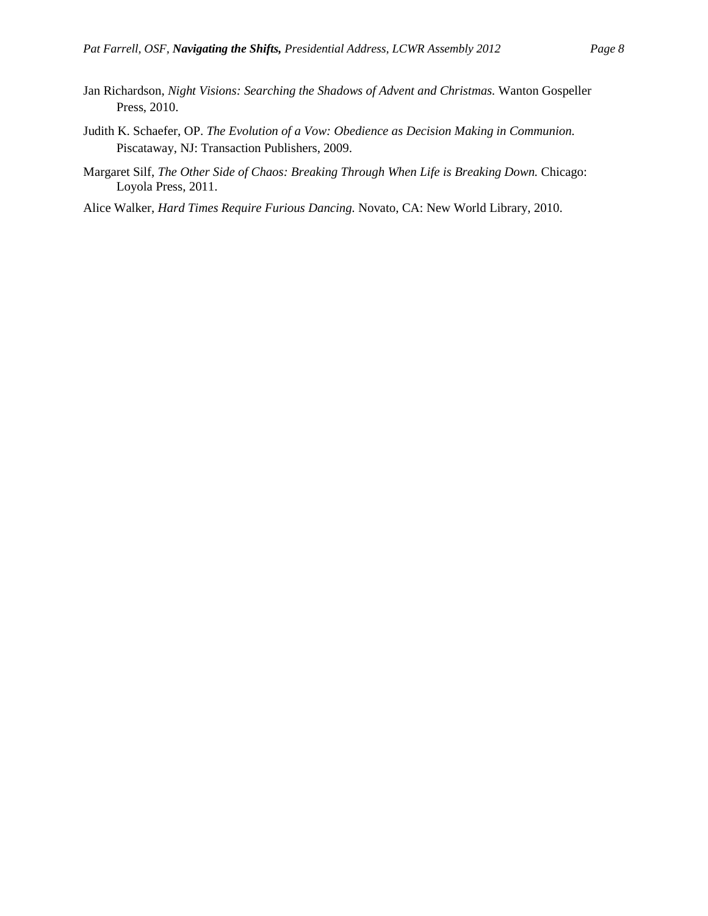Jan Richardson, *Night Visions: Searching the Shadows of Advent and Christmas.* Wanton Gospeller Press, 2010.

Judith K. Schaefer, OP. *The Evolution of a Vow: Obedience as Decision Making in Communion.* Piscataway, NJ: Transaction Publishers, 2009.

Margaret Silf, *The Other Side of Chaos: Breaking Through When Life is Breaking Down.* Chicago: Loyola Press, 2011.

Alice Walker, *Hard Times Require Furious Dancing.* Novato, CA: New World Library, 2010.